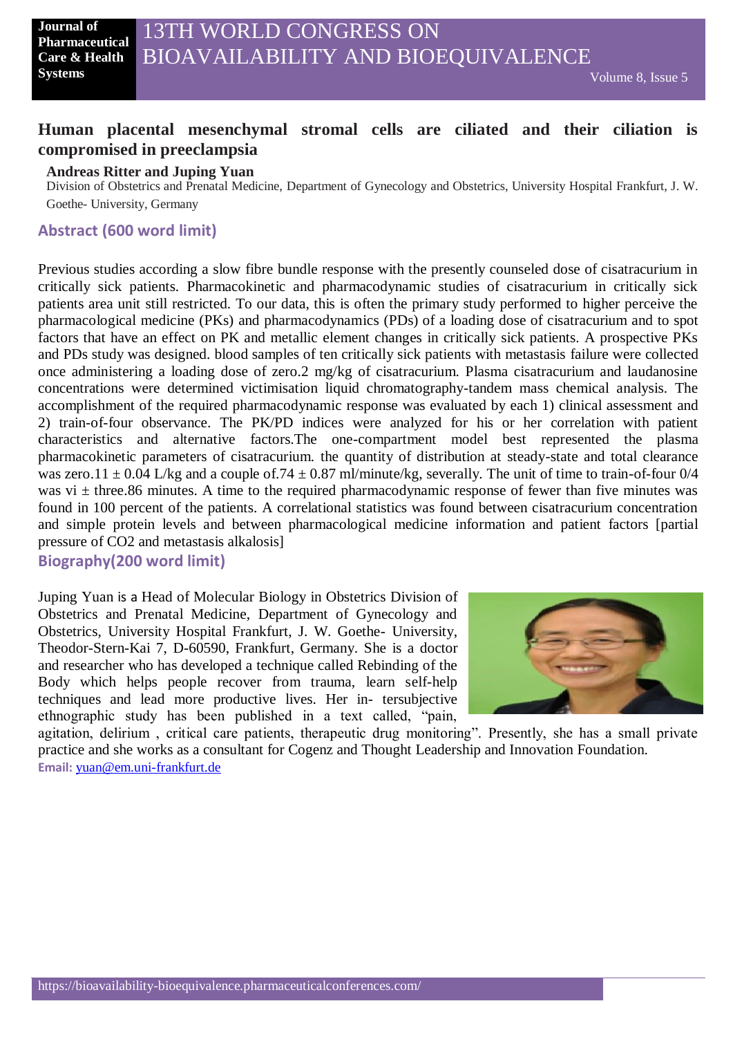# Human placental mesenchymal stromal cells are ciliated and their ciliation is compromised in preeclampsia

**Andreas Ritter and Juping Yuan**

Division of Obstetrics and Prenatal Medicine, Department of Gynecology and Obstetrics, University Hospital Frankfurt, J. W. Goethe- University, Germany

## Abstract (600 word limit)

Previous studies according a slow fibre bundle response with the presently counseled dose of cisatracurium in critically sick patients. Pharmacokinetic and pharmacodynamic studies of cisatracurium in critically sick patients area unit still restricted. To our data, this is often the primary study performed to higher perceive the pharmacological medicine (PKs) and pharmacodynamics (PDs) of a loading dose of cisatracurium and to spot factors that have an effect on PK and metallic element changes in critically sick patients. A prospective PKs and PDs study was designed. blood samples of ten critically sick patients with metastasis failure were collected once administering a loading dose of zero.2 mg/kg of cisatracurium. Plasma cisatracurium and laudanosine concentrations were determined victimisation liquid chromatography-tandem mass chemical analysis. The accomplishment of the required pharmacodynamic response was evaluated by each 1) clinical assessment and 2) train-of-four observance. The PK/PD indices were analyzed for his or her correlation with patient characteristics and alternative factors.The one-compartment model best represented the plasma pharmacokinetic parameters of cisatracurium. the quantity of distribution at steady-state and total clearance was zero.11 ± 0.04 L/kg and a couple of.74 ± 0.87 ml/minute/kg, severally. The unit of time to train-of-four 0/4 was vi ± three.86 minutes. A time to the required pharmacodynamic response of fewer than five minutes was found in 100 percent of the patients. A correlational statistics was found between cisatracurium concentration and simple protein levels and between pharmacological medicine information and patient factors [partial pressure of $CO_2$ and metastasis alkalosis]

## Biography(200 word limit)

Juping Yuan is a Head of Molecular Biology in Obstetrics Division of Obstetrics and Prenatal Medicine, Department of Gynecology and Obstetrics, University Hospital Frankfurt, J. W. Goethe- University, Theodor-Stern-Kai 7, D-60590, Frankfurt, Germany. She is a doctor and researcher who has developed a technique called Rebinding of the Body which helps people recover from trauma, learn self-help techniques and lead more productive lives. Her in- tersubjective ethnographic study has been published in a text called, "pain, agitation, delirium , critical care patients, therapeutic drug monitoring". Presently, she has a small private practice and she works as a consultant for Cogenz and Thought Leadership and Innovation Foundation.

**Email:** yuan@em.uni-frankfurt.de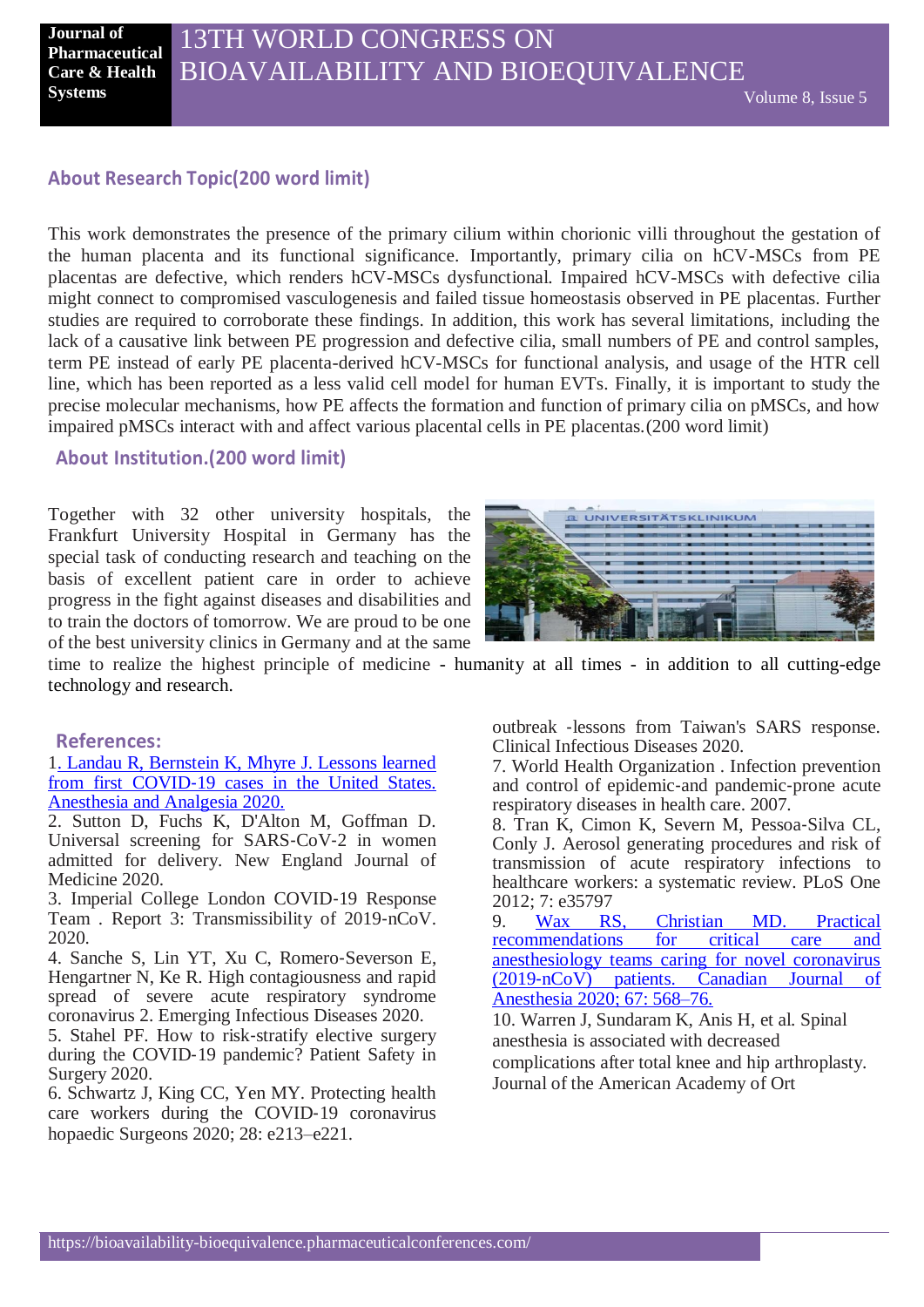## About Research Topic(200 word limit)

This work demonstrates the presence of the primary cilium within chorionic villi throughout the gestation of the human placenta and its functional significance. Importantly, primary cilia on hCV-MSCs from PE placentas are defective, which renders hCV-MSCs dysfunctional. Impaired hCV-MSCs with defective cilia might connect to compromised vasculogenesis and failed tissue homeostasis observed in PE placentas. Further studies are required to corroborate these findings. In addition, this work has several limitations, including the lack of a causative link between PE progression and defective cilia, small numbers of PE and control samples, term PE instead of early PE placenta-derived hCV-MSCs for functional analysis, and usage of the HTR cell line, which has been reported as a less valid cell model for human EVTs. Finally, it is important to study the precise molecular mechanisms, how PE affects the formation and function of primary cilia on pMSCs, and how impaired pMSCs interact with and affect various placental cells in PE placentas.(200 word limit)

## About Institution.(200 word limit)

Together with 32 other university hospitals, the Frankfurt University Hospital in Germany has the special task of conducting research and teaching on the basis of excellent patient care in order to achieve progress in the fight against diseases and disabilities and to train the doctors of tomorrow. We are proud to be one of the best university clinics in Germany and at the same time to realize the highest principle of medicine - humanity at all times - in addition to all cutting-edge technology and research.

## References:

1. Landau R, Bernstein K, Mhyre J. Lessons learned from first COVID-19 cases in the United States. Anesthesia and Analgesia 2020.
2. Sutton D, Fuchs K, D'Alton M, Goffman D. Universal screening for SARS-CoV-2 in women admitted for delivery. New England Journal of Medicine 2020.
3. Imperial College London COVID-19 Response Team . Report 3: Transmissibility of 2019-nCoV. 2020.
4. Sanche S, Lin YT, Xu C, Romero-Severson E, Hengartner N, Ke R. High contagiousness and rapid spread of severe acute respiratory syndrome coronavirus 2. Emerging Infectious Diseases 2020.
5. Stahel PF. How to risk-stratify elective surgery during the COVID-19 pandemic? Patient Safety in Surgery 2020.
6. Schwartz J, King CC, Yen MY. Protecting health care workers during the COVID-19 coronavirus outbreak -lessons from Taiwan's SARS response. Clinical Infectious Diseases 2020.
7. World Health Organization . Infection prevention and control of epidemic-and pandemic-prone acute respiratory diseases in health care. 2007.
8. Tran K, Cimon K, Severn M, Pessoa-Silva CL, Conly J. Aerosol generating procedures and risk of transmission of acute respiratory infections to healthcare workers: a systematic review. PLoS One 2012; 7: e35797
9. Wax RS, Christian MD. Practical recommendations for critical care and anesthesiology teams caring for novel coronavirus (2019-nCoV) patients. Canadian Journal of Anesthesia 2020; 67: 568–76.
10. Warren J, Sundaram K, Anis H, et al. Spinal anesthesia is associated with decreased complications after total knee and hip arthroplasty. Journal of the American Academy of Ort hopaedic Surgeons 2020; 28: e213–e221.